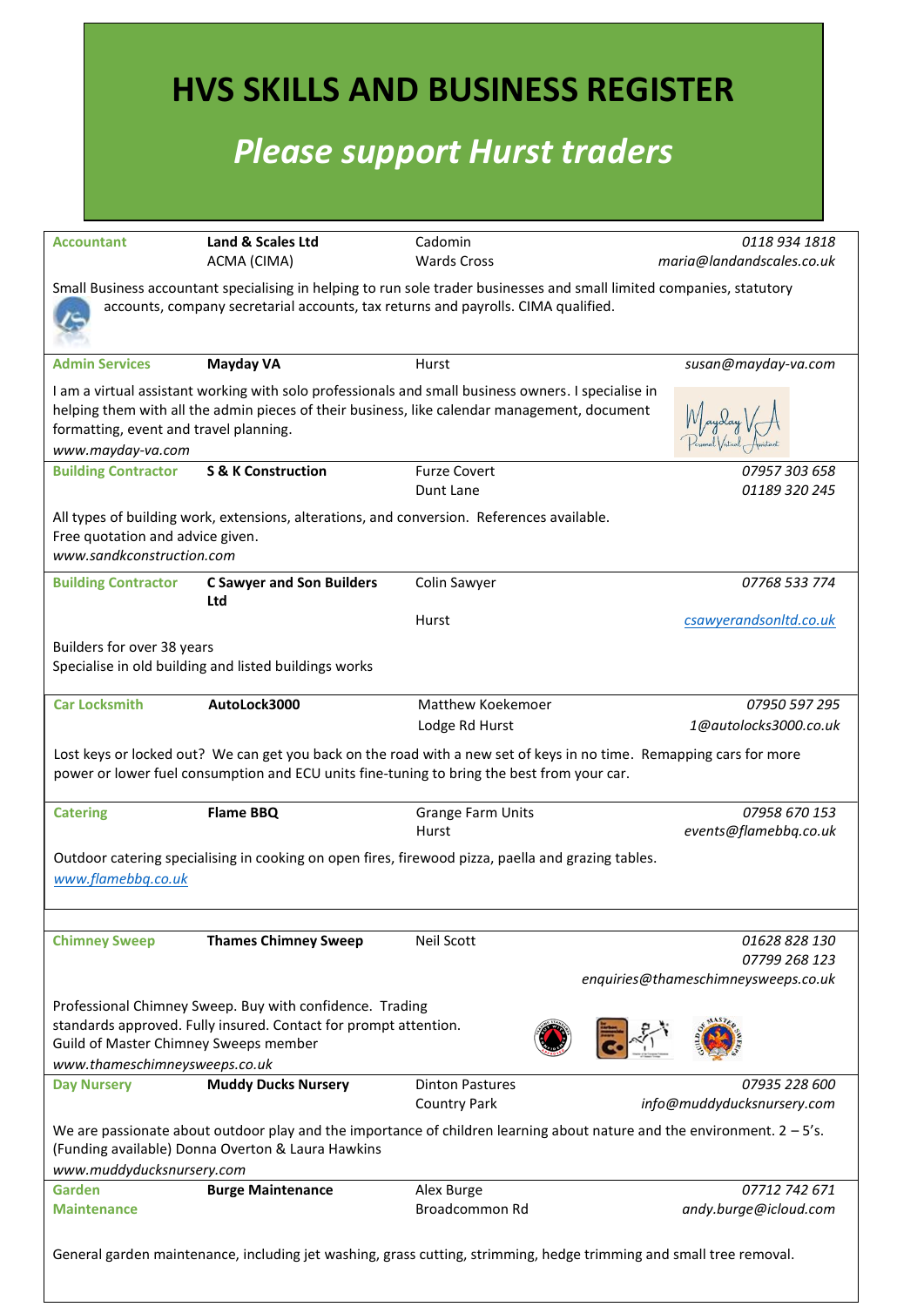# HVS SKILLS AND BUSINESS REGISTER

## *Please support Hurst traders*

| | | | |
|---|---|---|---|
| **Accountant** | **Land & Scales Ltd**<br>ACMA (CIMA) | Cadomin<br>Wards Cross | *0118 934 1818*<br>*maria@landandscales.co.uk* |
| Small Business accountant specialising in helping to run sole trader businesses and small limited companies, statutory accounts, company secretarial accounts, tax returns and payrolls. CIMA qualified. | | | |
| **Admin Services** | **Mayday VA** | Hurst | *susan@mayday-va.com* |
| I am a virtual assistant working with solo professionals and small business owners. I specialise in helping them with all the admin pieces of their business, like calendar management, document formatting, event and travel planning.<br>*www.mayday-va.com* | | | |
| **Building Contractor** | **S & K Construction** | Furze Covert<br>Dunt Lane | *07957 303 658*<br>*01189 320 245* |
| All types of building work, extensions, alterations, and conversion. References available.<br>Free quotation and advice given.<br>*www.sandkconstruction.com* | | | |
| **Building Contractor** | **C Sawyer and Son Builders Ltd** | Colin Sawyer<br>Hurst | *07768 533 774*<br>*csawyerandsonltd.co.uk* |
| Builders for over 38 years<br>Specialise in old building and listed buildings works | | | |
| **Car Locksmith** | **AutoLock3000** | Matthew Koekemoer<br>Lodge Rd Hurst | *07950 597 295*<br>*1@autolocks3000.co.uk* |
| Lost keys or locked out? We can get you back on the road with a new set of keys in no time. Remapping cars for more power or lower fuel consumption and ECU units fine-tuning to bring the best from your car. | | | |
| **Catering** | **Flame BBQ** | Grange Farm Units<br>Hurst | *07958 670 153*<br>*events@flamebbq.co.uk* |
| Outdoor catering specialising in cooking on open fires, firewood pizza, paella and grazing tables.<br>*www.flamebbq.co.uk* | | | |
| **Chimney Sweep** | **Thames Chimney Sweep** | Neil Scott | *01628 828 130*<br>*07799 268 123*<br>*enquiries@thameschimneysweeps.co.uk* |
| Professional Chimney Sweep. Buy with confidence. Trading standards approved. Fully insured. Contact for prompt attention.<br>Guild of Master Chimney Sweeps member<br>*www.thameschimneysweeps.co.uk* | | | |
| **Day Nursery** | **Muddy Ducks Nursery** | Dinton Pastures<br>Country Park | *07935 228 600*<br>*info@muddyducksnursery.com* |
| We are passionate about outdoor play and the importance of children learning about nature and the environment. 2 – 5's. (Funding available) Donna Overton & Laura Hawkins<br>*www.muddyducksnursery.com* | | | |
| **Garden Maintenance** | **Burge Maintenance** | Alex Burge<br>Broadcommon Rd | *07712 742 671*<br>*andy.burge@icloud.com* |
| General garden maintenance, including jet washing, grass cutting, strimming, hedge trimming and small tree removal. | | | |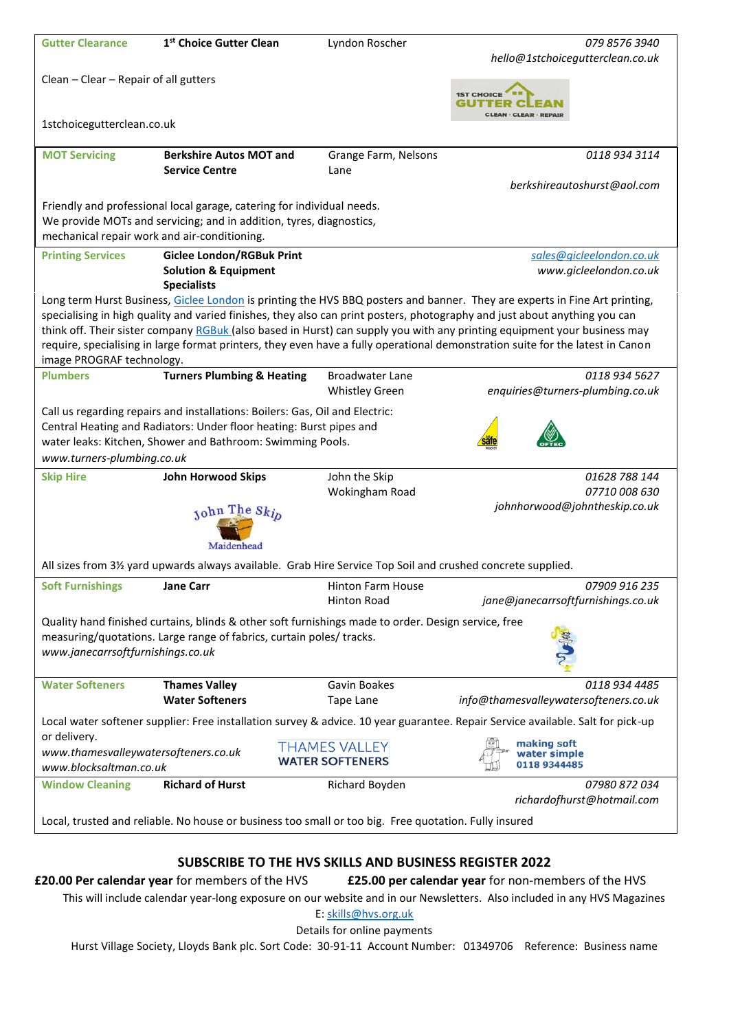| | | | |
|---|---|---|---|
| **Gutter Clearance** | **1st Choice Gutter Clean** | Lyndon Roscher | *079 8576 3940*<br>*hello@1stchoicegutterclean.co.uk* |
| Clean – Clear – Repair of all gutters<br><br>1stchoicegutterclean.co.uk | | | 1ST CHOICE GUTTER CLEAN<br>CLEAN · CLEAR · REPAIR |
| **MOT Servicing** | **Berkshire Autos MOT and Service Centre** | Grange Farm, Nelsons Lane | *0118 934 3114*<br>*berkshireautoshurst@aol.com* |
| Friendly and professional local garage, catering for individual needs. We provide MOTs and servicing; and in addition, tyres, diagnostics, mechanical repair work and air-conditioning. | | | |
| **Printing Services** | **Giclee London/RGBuk Print Solution & Equipment Specialists** | | *sales@gicleelondon.co.uk*<br>*www.gicleelondon.co.uk* |
| Long term Hurst Business, Giclee London is printing the HVS BBQ posters and banner. They are experts in Fine Art printing, specialising in high quality and varied finishes, they also can print posters, photography and just about anything you can think off. Their sister company RGBuk (also based in Hurst) can supply you with any printing equipment your business may require, specialising in large format printers, they even have a fully operational demonstration suite for the latest in Canon image PROGRAF technology. | | | |
| **Plumbers** | **Turners Plumbing & Heating** | Broadwater Lane<br>Whistley Green | *0118 934 5627*<br>*enquiries@turners-plumbing.co.uk* |
| Call us regarding repairs and installations: Boilers: Gas, Oil and Electric: Central Heating and Radiators: Under floor heating: Burst pipes and water leaks: Kitchen, Shower and Bathroom: Swimming Pools.<br>*www.turners-plumbing.co.uk* | | | |
| **Skip Hire** | **John Horwood Skips**<br><br>John The Skip<br>Maidenhead | John the Skip<br>Wokingham Road | *01628 788 144*<br>*07710 008 630*<br>*johnhorwood@johntheskip.co.uk* |
| All sizes from 3½ yard upwards always available. Grab Hire Service Top Soil and crushed concrete supplied. | | | |
| **Soft Furnishings** | **Jane Carr** | Hinton Farm House<br>Hinton Road | *07909 916 235*<br>*jane@janecarrsoftfurnishings.co.uk* |
| Quality hand finished curtains, blinds & other soft furnishings made to order. Design service, free measuring/quotations. Large range of fabrics, curtain poles/ tracks.<br>*www.janecarrsoftfurnishings.co.uk* | | | |
| **Water Softeners** | **Thames Valley Water Softeners** | Gavin Boakes<br>Tape Lane | *0118 934 4485*<br>*info@thamesvalleywatersofteners.co.uk* |
| Local water softener supplier: Free installation survey & advice. 10 year guarantee. Repair Service available. Salt for pick-up or delivery.<br>*www.thamesvalleywatersofteners.co.uk*<br>*www.blocksaltman.co.uk* | | THAMES VALLEY WATER SOFTENERS | making soft water simple 0118 9344485 |
| **Window Cleaning** | **Richard of Hurst** | Richard Boyden | *07980 872 034*<br>*richardofhurst@hotmail.com* |
| Local, trusted and reliable. No house or business too small or too big. Free quotation. Fully insured | | | |

## SUBSCRIBE TO THE HVS SKILLS AND BUSINESS REGISTER 2022

**£20.00 Per calendar year** for members of the HVS **£25.00 per calendar year** for non-members of the HVS

This will include calendar year-long exposure on our website and in our Newsletters. Also included in any HVS Magazines

E: skills@hvs.org.uk

Details for online payments

Hurst Village Society, Lloyds Bank plc. Sort Code: 30-91-11 Account Number: 01349706 Reference: Business name